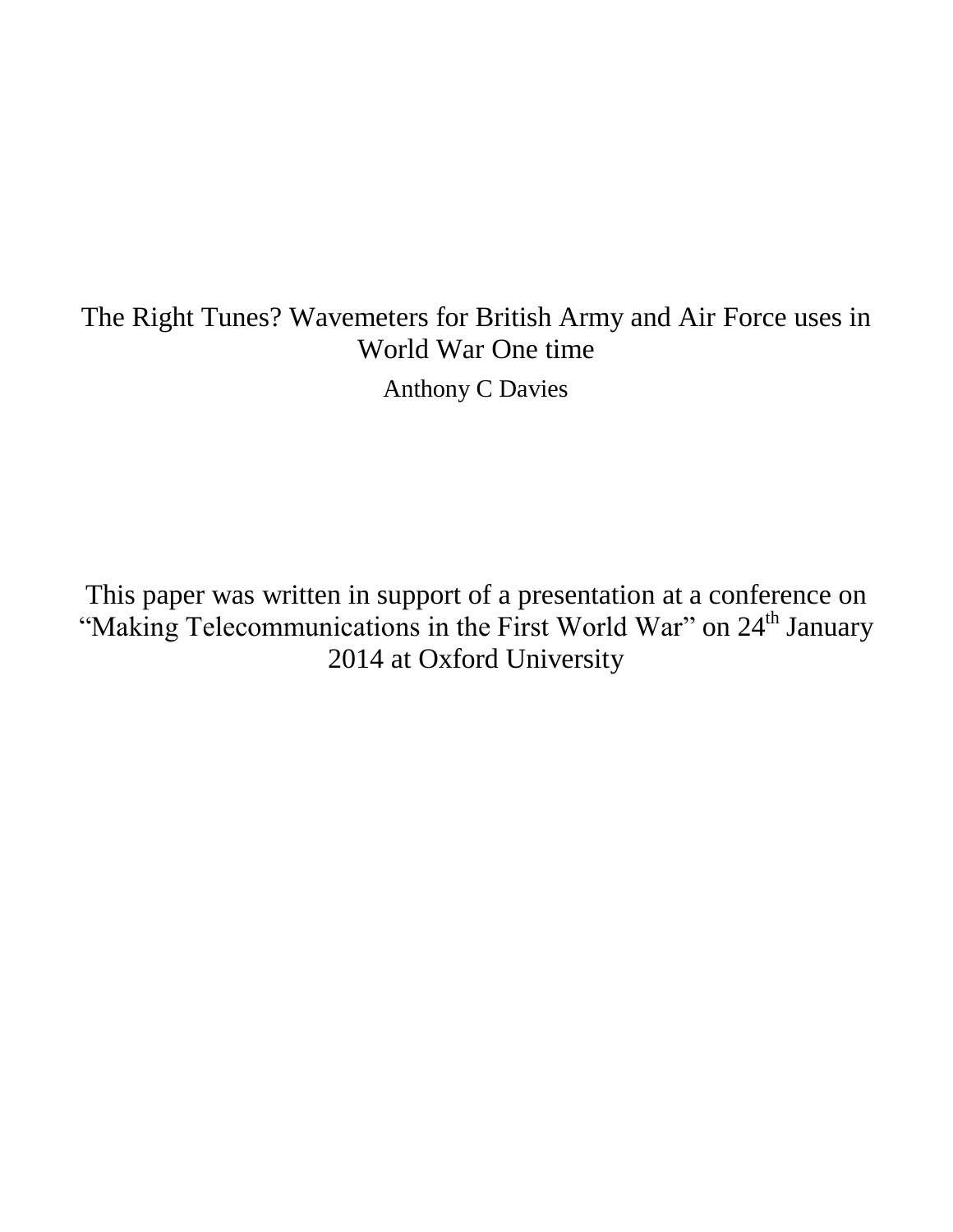# The Right Tunes? Wavemeters for British Army and Air Force uses in World War One time

Anthony C Davies

This paper was written in support of a presentation at a conference on "Making Telecommunications in the First World War" on 24th January 2014 at Oxford University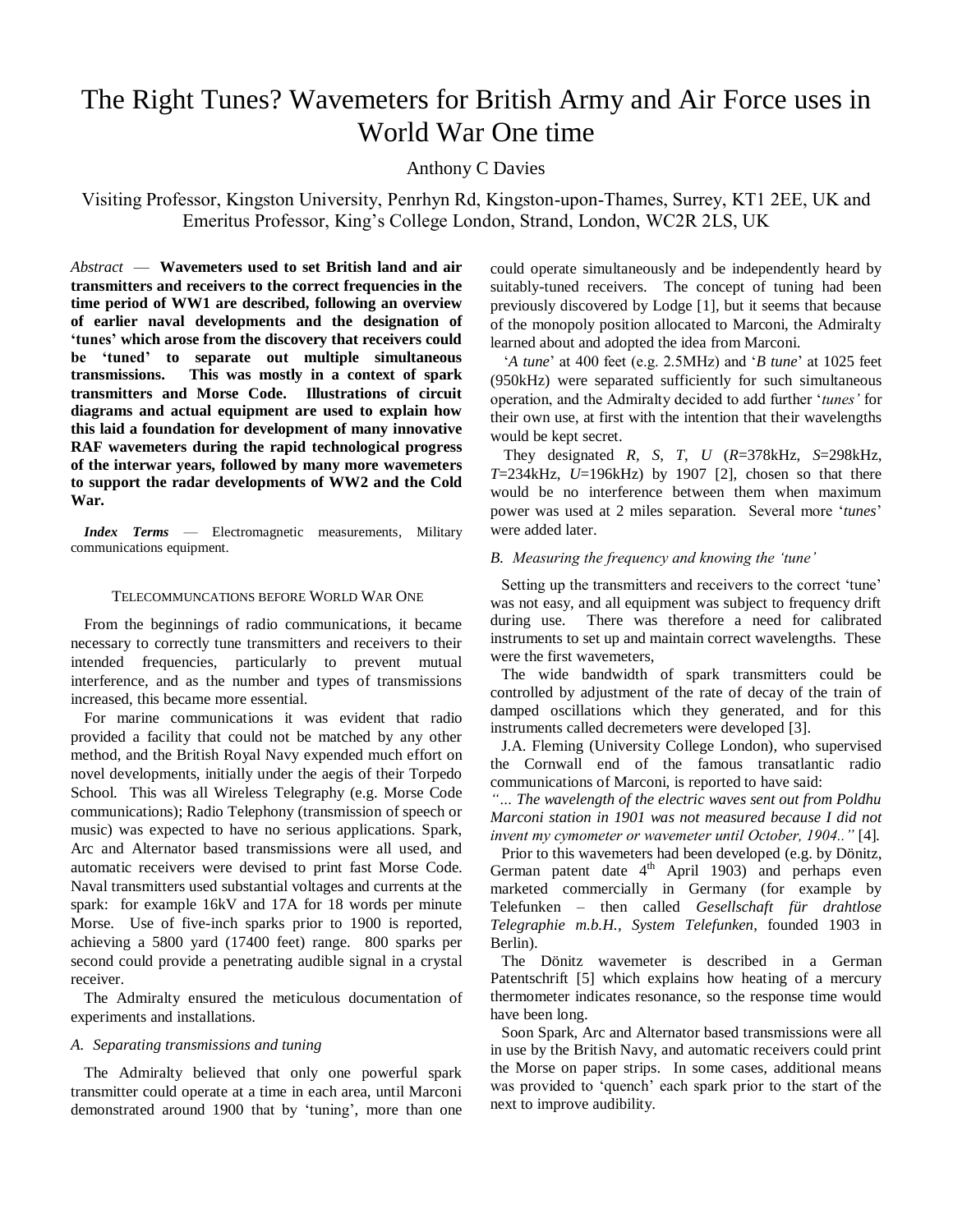# The Right Tunes? Wavemeters for British Army and Air Force uses in World War One time

Anthony C Davies

Visiting Professor, Kingston University, Penrhyn Rd, Kingston-upon-Thames, Surrey, KT1 2EE, UK and Emeritus Professor, King's College London, Strand, London, WC2R 2LS, UK

*Abstract* — **Wavemeters used to set British land and air transmitters and receivers to the correct frequencies in the time period of WW1 are described, following an overview of earlier naval developments and the designation of 'tunes' which arose from the discovery that receivers could be 'tuned' to separate out multiple simultaneous transmissions. This was mostly in a context of spark transmitters and Morse Code. Illustrations of circuit diagrams and actual equipment are used to explain how this laid a foundation for development of many innovative RAF wavemeters during the rapid technological progress of the interwar years, followed by many more wavemeters to support the radar developments of WW2 and the Cold War.**

***Index Terms*** — Electromagnetic measurements, Military communications equipment.

## TELECOMMUNCATIONS BEFORE WORLD WAR ONE

From the beginnings of radio communications, it became necessary to correctly tune transmitters and receivers to their intended frequencies, particularly to prevent mutual interference, and as the number and types of transmissions increased, this became more essential.

For marine communications it was evident that radio provided a facility that could not be matched by any other method, and the British Royal Navy expended much effort on novel developments, initially under the aegis of their Torpedo School. This was all Wireless Telegraphy (e.g. Morse Code communications); Radio Telephony (transmission of speech or music) was expected to have no serious applications. Spark, Arc and Alternator based transmissions were all used, and automatic receivers were devised to print fast Morse Code. Naval transmitters used substantial voltages and currents at the spark: for example 16kV and 17A for 18 words per minute Morse. Use of five-inch sparks prior to 1900 is reported, achieving a 5800 yard (17400 feet) range. 800 sparks per second could provide a penetrating audible signal in a crystal receiver.

The Admiralty ensured the meticulous documentation of experiments and installations.

### *A. Separating transmissions and tuning*

The Admiralty believed that only one powerful spark transmitter could operate at a time in each area, until Marconi demonstrated around 1900 that by 'tuning', more than one could operate simultaneously and be independently heard by suitably-tuned receivers. The concept of tuning had been previously discovered by Lodge [1], but it seems that because of the monopoly position allocated to Marconi, the Admiralty learned about and adopted the idea from Marconi.

'*A tune*' at 400 feet (e.g. 2.5MHz) and '*B tune*' at 1025 feet (950kHz) were separated sufficiently for such simultaneous operation, and the Admiralty decided to add further '*tunes*' for their own use, at first with the intention that their wavelengths would be kept secret.

They designated *R*, *S*, *T*, *U* (*R*=378kHz, *S*=298kHz, *T*=234kHz, *U*=196kHz) by 1907 [2], chosen so that there would be no interference between them when maximum power was used at 2 miles separation. Several more '*tunes*' were added later.

### *B. Measuring the frequency and knowing the 'tune'*

Setting up the transmitters and receivers to the correct 'tune' was not easy, and all equipment was subject to frequency drift during use. There was therefore a need for calibrated instruments to set up and maintain correct wavelengths. These were the first wavemeters,

The wide bandwidth of spark transmitters could be controlled by adjustment of the rate of decay of the train of damped oscillations which they generated, and for this instruments called decremeters were developed [3].

J.A. Fleming (University College London), who supervised the Cornwall end of the famous transatlantic radio communications of Marconi, is reported to have said:

*"... The wavelength of the electric waves sent out from Poldhu Marconi station in 1901 was not measured because I did not invent my cymometer or wavemeter until October, 1904.."* [4].

Prior to this wavemeters had been developed (e.g. by Dönitz, German patent date 4th April 1903) and perhaps even marketed commercially in Germany (for example by Telefunken – then called *Gesellschaft für drahtlose Telegraphie m.b.H., System Telefunken*, founded 1903 in Berlin).

The Dönitz wavemeter is described in a German Patentschrift [5] which explains how heating of a mercury thermometer indicates resonance, so the response time would have been long.

Soon Spark, Arc and Alternator based transmissions were all in use by the British Navy, and automatic receivers could print the Morse on paper strips. In some cases, additional means was provided to 'quench' each spark prior to the start of the next to improve audibility.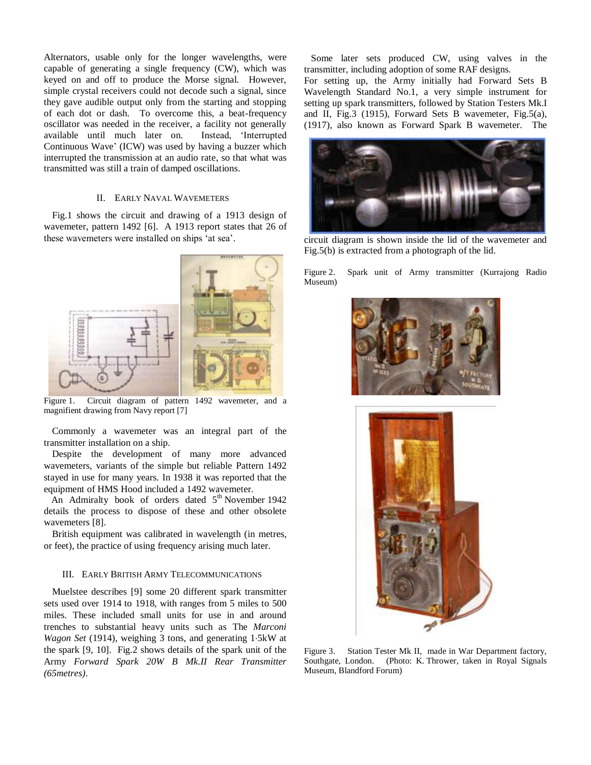Alternators, usable only for the longer wavelengths, were capable of generating a single frequency (CW), which was keyed on and off to produce the Morse signal. However, simple crystal receivers could not decode such a signal, since they gave audible output only from the starting and stopping of each dot or dash. To overcome this, a beat-frequency oscillator was needed in the receiver, a facility not generally available until much later on. Instead, 'Interrupted Continuous Wave' (ICW) was used by having a buzzer which interrupted the transmission at an audio rate, so that what was transmitted was still a train of damped oscillations.

## II. Early Naval Wavemeters

Fig.1 shows the circuit and drawing of a 1913 design of wavemeter, pattern 1492 [6]. A 1913 report states that 26 of these wavemeters were installed on ships 'at sea'.

Figure 1. Circuit diagram of pattern 1492 wavemeter, and a magnifient drawing from Navy report [7]

Commonly a wavemeter was an integral part of the transmitter installation on a ship.

Despite the development of many more advanced wavemeters, variants of the simple but reliable Pattern 1492 stayed in use for many years. In 1938 it was reported that the equipment of HMS Hood included a 1492 wavemeter.

An Admiralty book of orders dated 5th November 1942 details the process to dispose of these and other obsolete wavemeters [8].

British equipment was calibrated in wavelength (in metres, or feet), the practice of using frequency arising much later.

## III. Early British Army Telecommunications

Muelstee describes [9] some 20 different spark transmitter sets used over 1914 to 1918, with ranges from 5 miles to 500 miles. These included small units for use in and around trenches to substantial heavy units such as The *Marconi Wagon Set* (1914), weighing 3 tons, and generating 1·5kW at the spark [9, 10]. Fig.2 shows details of the spark unit of the Army *Forward Spark 20W B Mk.II Rear Transmitter (65metres)*.

Some later sets produced CW, using valves in the transmitter, including adoption of some RAF designs.

For setting up, the Army initially had Forward Sets B Wavelength Standard No.1, a very simple instrument for setting up spark transmitters, followed by Station Testers Mk.I and II, Fig.3 (1915), Forward Sets B wavemeter, Fig.5(a), (1917), also known as Forward Spark B wavemeter. The circuit diagram is shown inside the lid of the wavemeter and Fig.5(b) is extracted from a photograph of the lid.

Figure 2. Spark unit of Army transmitter (Kurrajong Radio Museum)

Figure 3. Station Tester Mk II, made in War Department factory, Southgate, London. (Photo: K. Thrower, taken in Royal Signals Museum, Blandford Forum)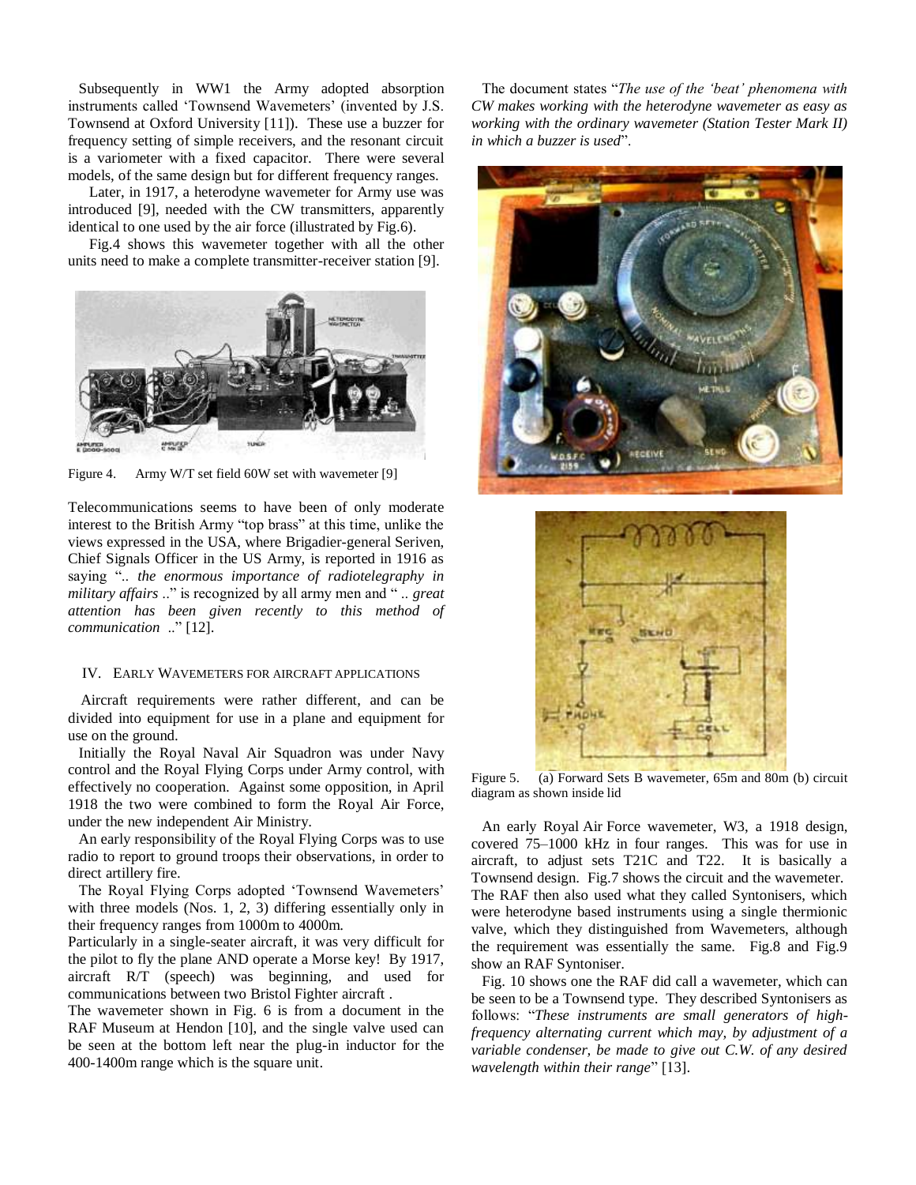Subsequently in WW1 the Army adopted absorption instruments called 'Townsend Wavemeters' (invented by J.S. Townsend at Oxford University [11]). These use a buzzer for frequency setting of simple receivers, and the resonant circuit is a variometer with a fixed capacitor. There were several models, of the same design but for different frequency ranges.

Later, in 1917, a heterodyne wavemeter for Army use was introduced [9], needed with the CW transmitters, apparently identical to one used by the air force (illustrated by Fig.6).

Fig.4 shows this wavemeter together with all the other units need to make a complete transmitter-receiver station [9].

Figure 4. Army W/T set field 60W set with wavemeter [9]

Telecommunications seems to have been of only moderate interest to the British Army "top brass" at this time, unlike the views expressed in the USA, where Brigadier-general Seriven, Chief Signals Officer in the US Army, is reported in 1916 as saying ".. *the enormous importance of radiotelegraphy in military affairs* .." is recognized by all army men and " .. *great attention has been given recently to this method of communication* .." [12].

## IV. Early Wavemeters for Aircraft Applications

Aircraft requirements were rather different, and can be divided into equipment for use in a plane and equipment for use on the ground.

Initially the Royal Naval Air Squadron was under Navy control and the Royal Flying Corps under Army control, with effectively no cooperation. Against some opposition, in April 1918 the two were combined to form the Royal Air Force, under the new independent Air Ministry.

An early responsibility of the Royal Flying Corps was to use radio to report to ground troops their observations, in order to direct artillery fire.

The Royal Flying Corps adopted 'Townsend Wavemeters' with three models (Nos. 1, 2, 3) differing essentially only in their frequency ranges from 1000m to 4000m.

Particularly in a single-seater aircraft, it was very difficult for the pilot to fly the plane AND operate a Morse key! By 1917, aircraft R/T (speech) was beginning, and used for communications between two Bristol Fighter aircraft .

The wavemeter shown in Fig. 6 is from a document in the RAF Museum at Hendon [10], and the single valve used can be seen at the bottom left near the plug-in inductor for the 400-1400m range which is the square unit.

The document states "*The use of the 'beat' phenomena with CW makes working with the heterodyne wavemeter as easy as working with the ordinary wavemeter (Station Tester Mark II) in which a buzzer is used*".

Figure 5. (a) Forward Sets B wavemeter, 65m and 80m (b) circuit diagram as shown inside lid

An early Royal Air Force wavemeter, W3, a 1918 design, covered 75–1000 kHz in four ranges. This was for use in aircraft, to adjust sets T21C and T22. It is basically a Townsend design. Fig.7 shows the circuit and the wavemeter. The RAF then also used what they called Syntonisers, which were heterodyne based instruments using a single thermionic valve, which they distinguished from Wavemeters, although the requirement was essentially the same. Fig.8 and Fig.9 show an RAF Syntoniser.

Fig. 10 shows one the RAF did call a wavemeter, which can be seen to be a Townsend type. They described Syntonisers as follows: "*These instruments are small generators of high-frequency alternating current which may, by adjustment of a variable condenser, be made to give out C.W. of any desired wavelength within their range*" [13].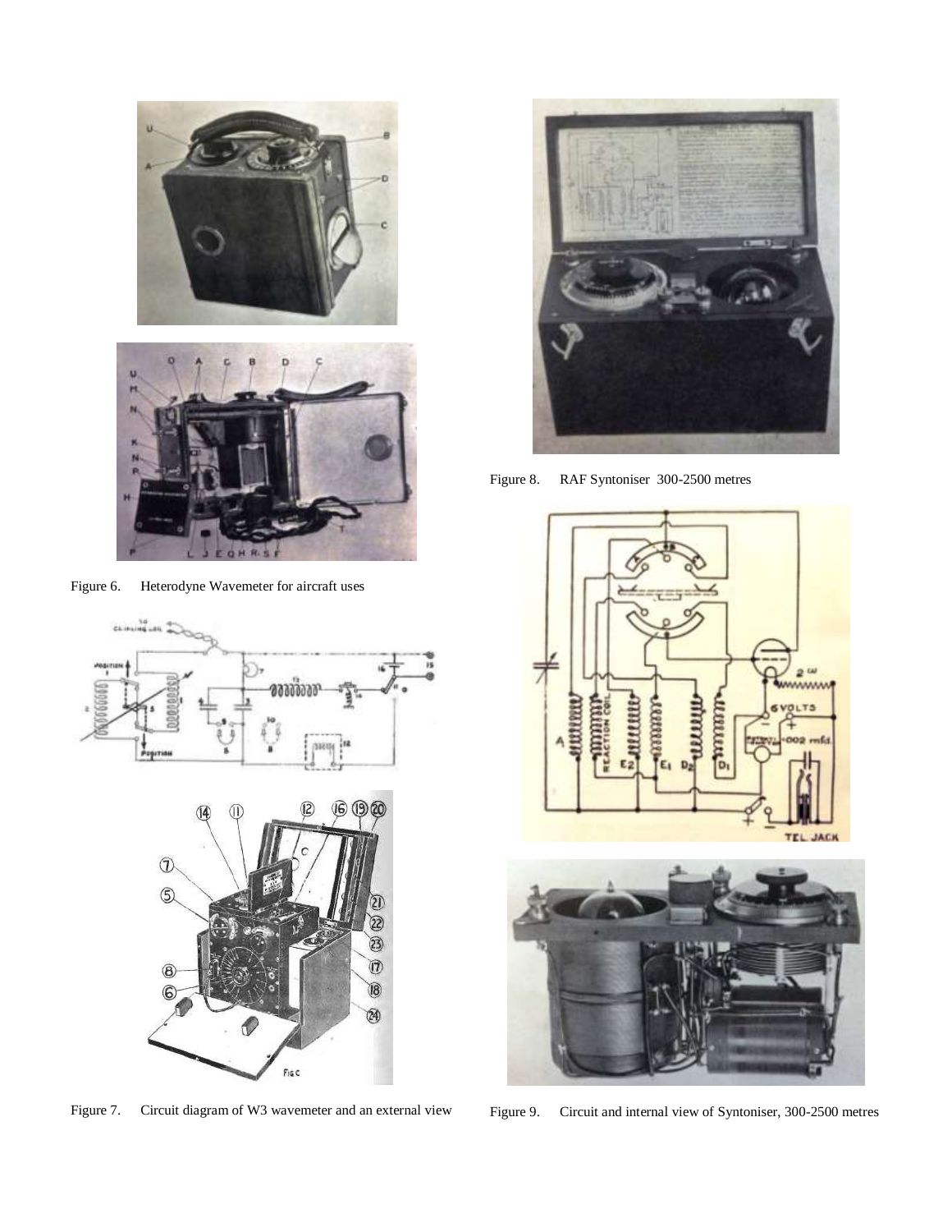Figure 6. Heterodyne Wavemeter for aircraft uses

Figure 7. Circuit diagram of W3 wavemeter and an external view

Figure 8. RAF Syntoniser 300-2500 metres

Figure 9. Circuit and internal view of Syntoniser, 300-2500 metres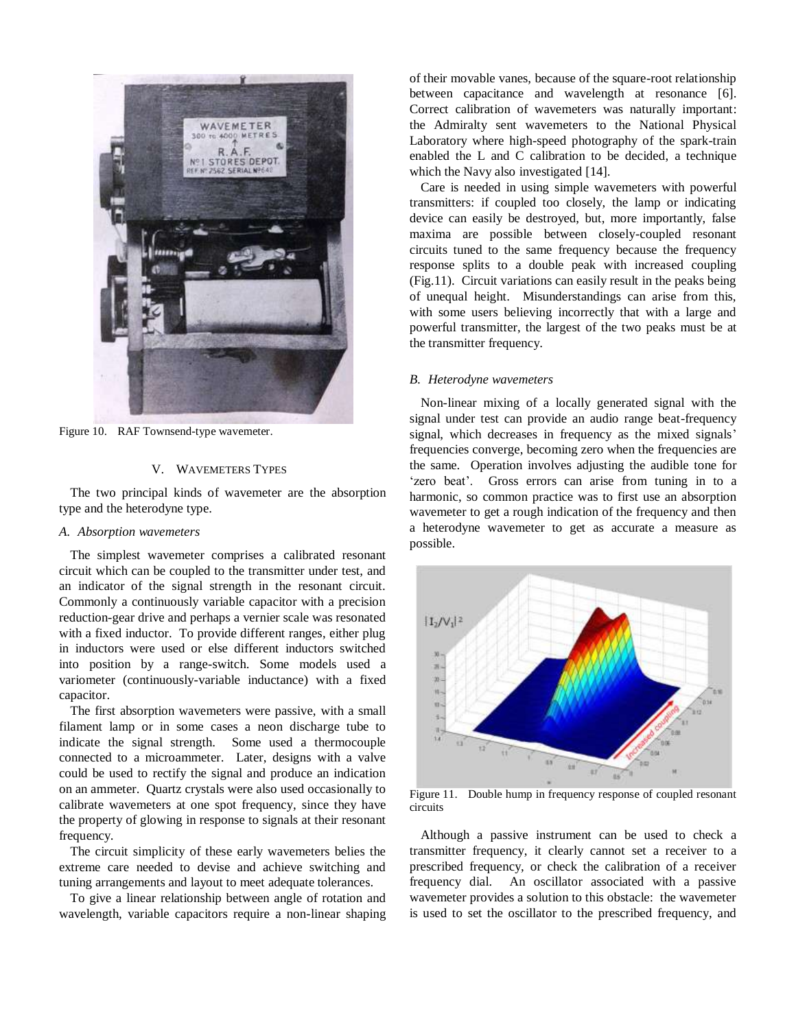Figure 10. RAF Townsend-type wavemeter.

## V. Wavemeters Types

The two principal kinds of wavemeter are the absorption type and the heterodyne type.

### *A. Absorption wavemeters*

The simplest wavemeter comprises a calibrated resonant circuit which can be coupled to the transmitter under test, and an indicator of the signal strength in the resonant circuit. Commonly a continuously variable capacitor with a precision reduction-gear drive and perhaps a vernier scale was resonated with a fixed inductor. To provide different ranges, either plug in inductors were used or else different inductors switched into position by a range-switch. Some models used a variometer (continuously-variable inductance) with a fixed capacitor.

The first absorption wavemeters were passive, with a small filament lamp or in some cases a neon discharge tube to indicate the signal strength. Some used a thermocouple connected to a microammeter. Later, designs with a valve could be used to rectify the signal and produce an indication on an ammeter. Quartz crystals were also used occasionally to calibrate wavemeters at one spot frequency, since they have the property of glowing in response to signals at their resonant frequency.

The circuit simplicity of these early wavemeters belies the extreme care needed to devise and achieve switching and tuning arrangements and layout to meet adequate tolerances.

To give a linear relationship between angle of rotation and wavelength, variable capacitors require a non-linear shaping of their movable vanes, because of the square-root relationship between capacitance and wavelength at resonance [6]. Correct calibration of wavemeters was naturally important: the Admiralty sent wavemeters to the National Physical Laboratory where high-speed photography of the spark-train enabled the L and C calibration to be decided, a technique which the Navy also investigated [14].

Care is needed in using simple wavemeters with powerful transmitters: if coupled too closely, the lamp or indicating device can easily be destroyed, but, more importantly, false maxima are possible between closely-coupled resonant circuits tuned to the same frequency because the frequency response splits to a double peak with increased coupling (Fig.11). Circuit variations can easily result in the peaks being of unequal height. Misunderstandings can arise from this, with some users believing incorrectly that with a large and powerful transmitter, the largest of the two peaks must be at the transmitter frequency.

### *B. Heterodyne wavemeters*

Non-linear mixing of a locally generated signal with the signal under test can provide an audio range beat-frequency signal, which decreases in frequency as the mixed signals' frequencies converge, becoming zero when the frequencies are the same. Operation involves adjusting the audible tone for 'zero beat'. Gross errors can arise from tuning in to a harmonic, so common practice was to first use an absorption wavemeter to get a rough indication of the frequency and then a heterodyne wavemeter to get as accurate a measure as possible.

Figure 11. Double hump in frequency response of coupled resonant circuits

Although a passive instrument can be used to check a transmitter frequency, it clearly cannot set a receiver to a prescribed frequency, or check the calibration of a receiver frequency dial. An oscillator associated with a passive wavemeter provides a solution to this obstacle: the wavemeter is used to set the oscillator to the prescribed frequency, and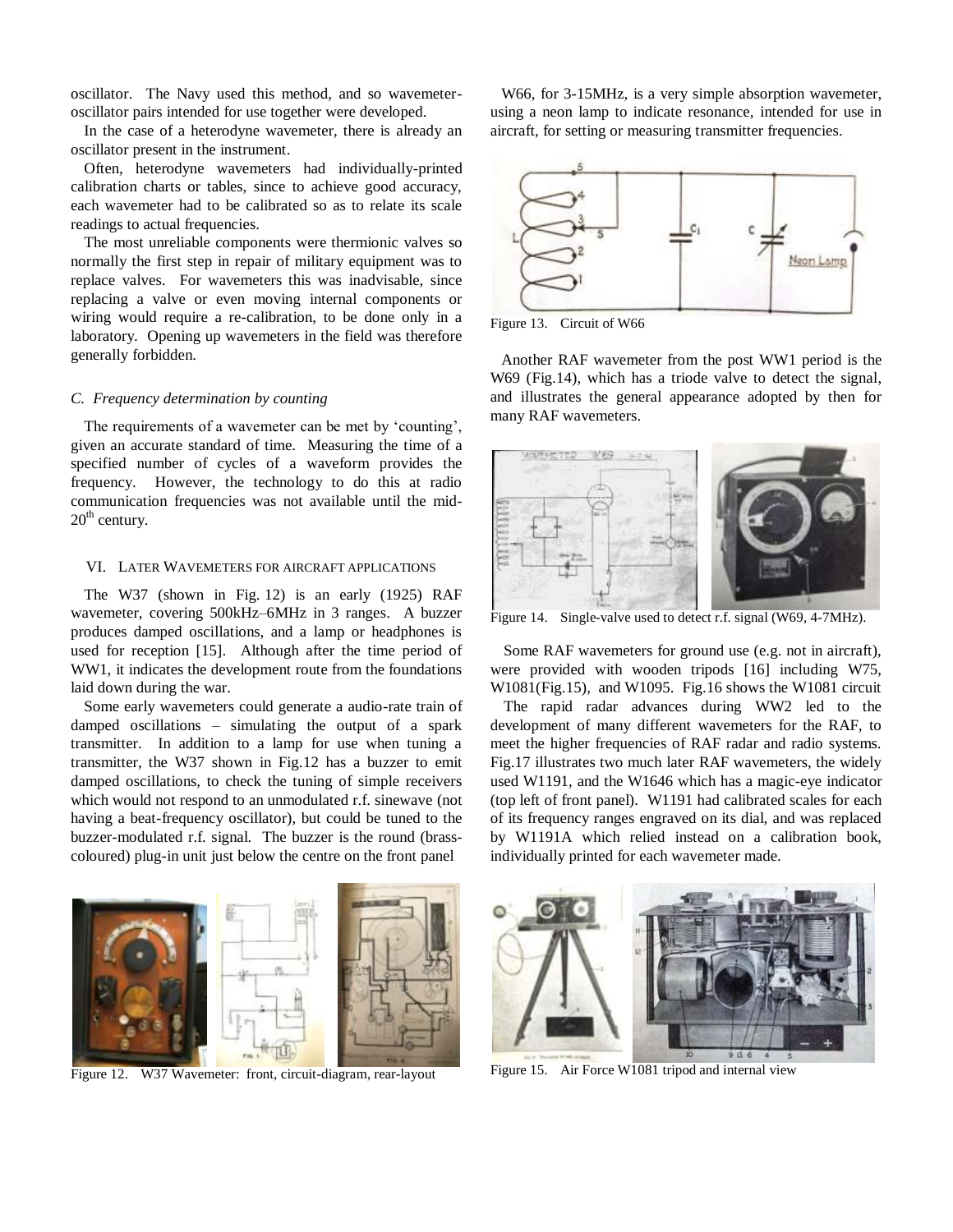oscillator. The Navy used this method, and so wavemeter-oscillator pairs intended for use together were developed.

In the case of a heterodyne wavemeter, there is already an oscillator present in the instrument.

Often, heterodyne wavemeters had individually-printed calibration charts or tables, since to achieve good accuracy, each wavemeter had to be calibrated so as to relate its scale readings to actual frequencies.

The most unreliable components were thermionic valves so normally the first step in repair of military equipment was to replace valves. For wavemeters this was inadvisable, since replacing a valve or even moving internal components or wiring would require a re-calibration, to be done only in a laboratory. Opening up wavemeters in the field was therefore generally forbidden.

### *C. Frequency determination by counting*

The requirements of a wavemeter can be met by 'counting', given an accurate standard of time. Measuring the time of a specified number of cycles of a waveform provides the frequency. However, the technology to do this at radio communication frequencies was not available until the mid-$20^{th}$ century.

## VI. Later Wavemeters for Aircraft Applications

The W37 (shown in Fig. 12) is an early (1925) RAF wavemeter, covering 500kHz–6MHz in 3 ranges. A buzzer produces damped oscillations, and a lamp or headphones is used for reception [15]. Although after the time period of WW1, it indicates the development route from the foundations laid down during the war.

Some early wavemeters could generate a audio-rate train of damped oscillations – simulating the output of a spark transmitter. In addition to a lamp for use when tuning a transmitter, the W37 shown in Fig.12 has a buzzer to emit damped oscillations, to check the tuning of simple receivers which would not respond to an unmodulated r.f. sinewave (not having a beat-frequency oscillator), but could be tuned to the buzzer-modulated r.f. signal. The buzzer is the round (brass-coloured) plug-in unit just below the centre on the front panel

Figure 12. W37 Wavemeter: front, circuit-diagram, rear-layout

W66, for 3-15MHz, is a very simple absorption wavemeter, using a neon lamp to indicate resonance, intended for use in aircraft, for setting or measuring transmitter frequencies.

Figure 13. Circuit of W66

Another RAF wavemeter from the post WW1 period is the W69 (Fig.14), which has a triode valve to detect the signal, and illustrates the general appearance adopted by then for many RAF wavemeters.

Figure 14. Single-valve used to detect r.f. signal (W69, 4-7MHz).

Some RAF wavemeters for ground use (e.g. not in aircraft), were provided with wooden tripods [16] including W75, W1081(Fig.15), and W1095. Fig.16 shows the W1081 circuit

The rapid radar advances during WW2 led to the development of many different wavemeters for the RAF, to meet the higher frequencies of RAF radar and radio systems. Fig.17 illustrates two much later RAF wavemeters, the widely used W1191, and the W1646 which has a magic-eye indicator (top left of front panel). W1191 had calibrated scales for each of its frequency ranges engraved on its dial, and was replaced by W1191A which relied instead on a calibration book, individually printed for each wavemeter made.

Figure 15. Air Force W1081 tripod and internal view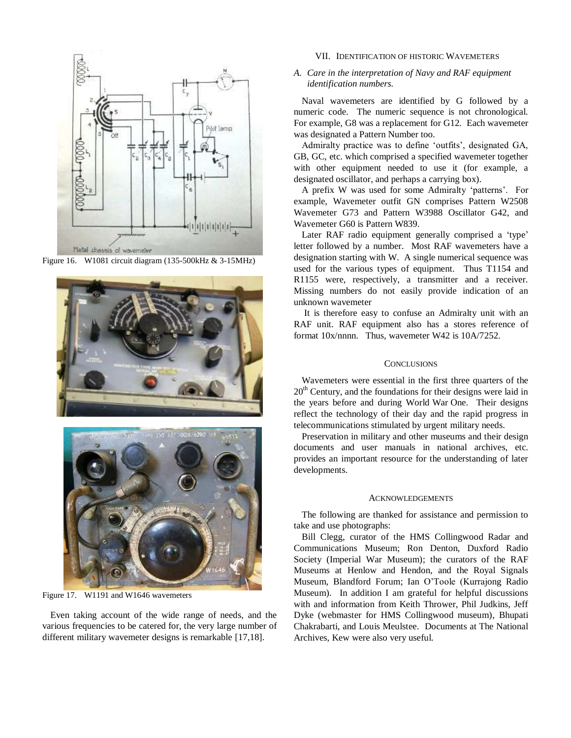Figure 16. W1081 circuit diagram (135-500kHz & 3-15MHz)

Figure 17. W1191 and W1646 wavemeters

Even taking account of the wide range of needs, and the various frequencies to be catered for, the very large number of different military wavemeter designs is remarkable [17,18].

## VII. Identification of Historic Wavemeters

### A. Care in the interpretation of Navy and RAF equipment identification numbers.

Naval wavemeters are identified by G followed by a numeric code. The numeric sequence is not chronological. For example, G8 was a replacement for G12. Each wavemeter was designated a Pattern Number too.

Admiralty practice was to define 'outfits', designated GA, GB, GC, etc. which comprised a specified wavemeter together with other equipment needed to use it (for example, a designated oscillator, and perhaps a carrying box).

A prefix W was used for some Admiralty 'patterns'. For example, Wavemeter outfit GN comprises Pattern W2508 Wavemeter G73 and Pattern W3988 Oscillator G42, and Wavemeter G60 is Pattern W839.

Later RAF radio equipment generally comprised a 'type' letter followed by a number. Most RAF wavemeters have a designation starting with W. A single numerical sequence was used for the various types of equipment. Thus T1154 and R1155 were, respectively, a transmitter and a receiver. Missing numbers do not easily provide indication of an unknown wavemeter

It is therefore easy to confuse an Admiralty unit with an RAF unit. RAF equipment also has a stores reference of format 10x/nnnn. Thus, wavemeter W42 is 10A/7252.

## Conclusions

Wavemeters were essential in the first three quarters of the 20th Century, and the foundations for their designs were laid in the years before and during World War One. Their designs reflect the technology of their day and the rapid progress in telecommunications stimulated by urgent military needs.

Preservation in military and other museums and their design documents and user manuals in national archives, etc. provides an important resource for the understanding of later developments.

## Acknowledgements

The following are thanked for assistance and permission to take and use photographs:

Bill Clegg, curator of the HMS Collingwood Radar and Communications Museum; Ron Denton, Duxford Radio Society (Imperial War Museum); the curators of the RAF Museums at Henlow and Hendon, and the Royal Signals Museum, Blandford Forum; Ian O'Toole (Kurrajong Radio Museum). In addition I am grateful for helpful discussions with and information from Keith Thrower, Phil Judkins, Jeff Dyke (webmaster for HMS Collingwood museum), Bhupati Chakrabarti, and Louis Meulstee. Documents at The National Archives, Kew were also very useful.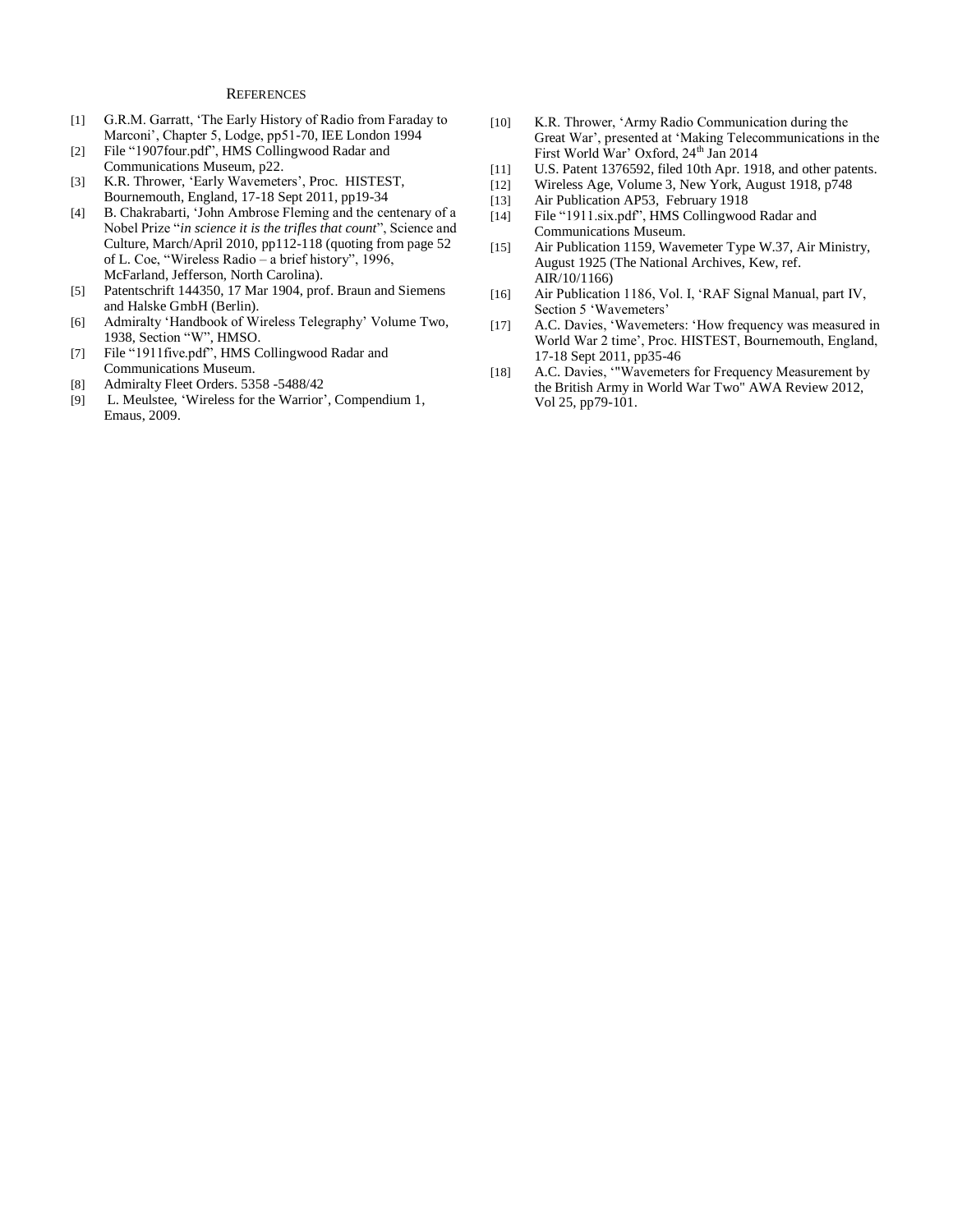## References

[1] G.R.M. Garratt, 'The Early History of Radio from Faraday to Marconi', Chapter 5, Lodge, pp51-70, IEE London 1994

[2] File "1907four.pdf", HMS Collingwood Radar and Communications Museum, p22.

[3] K.R. Thrower, 'Early Wavemeters', Proc. HISTEST, Bournemouth, England, 17-18 Sept 2011, pp19-34

[4] B. Chakrabarti, 'John Ambrose Fleming and the centenary of a Nobel Prize "*in science it is the trifles that count*", Science and Culture, March/April 2010, pp112-118 (quoting from page 52 of L. Coe, "Wireless Radio – a brief history", 1996, McFarland, Jefferson, North Carolina).

[5] Patentschrift 144350, 17 Mar 1904, prof. Braun and Siemens and Halske GmbH (Berlin).

[6] Admiralty 'Handbook of Wireless Telegraphy' Volume Two, 1938, Section "W", HMSO.

[7] File "1911five.pdf", HMS Collingwood Radar and Communications Museum.

[8] Admiralty Fleet Orders. 5358 -5488/42

[9] L. Meulstee, 'Wireless for the Warrior', Compendium 1, Emaus, 2009.

[10] K.R. Thrower, 'Army Radio Communication during the Great War', presented at 'Making Telecommunications in the First World War' Oxford, 24th Jan 2014

[11] U.S. Patent 1376592, filed 10th Apr. 1918, and other patents.

[12] Wireless Age, Volume 3, New York, August 1918, p748

[13] Air Publication AP53, February 1918

[14] File "1911.six.pdf", HMS Collingwood Radar and Communications Museum.

[15] Air Publication 1159, Wavemeter Type W.37, Air Ministry, August 1925 (The National Archives, Kew, ref. AIR/10/1166)

[16] Air Publication 1186, Vol. I, 'RAF Signal Manual, part IV, Section 5 'Wavemeters'

[17] A.C. Davies, 'Wavemeters: 'How frequency was measured in World War 2 time', Proc. HISTEST, Bournemouth, England, 17-18 Sept 2011, pp35-46

[18] A.C. Davies, '"Wavemeters for Frequency Measurement by the British Army in World War Two" AWA Review 2012, Vol 25, pp79-101.